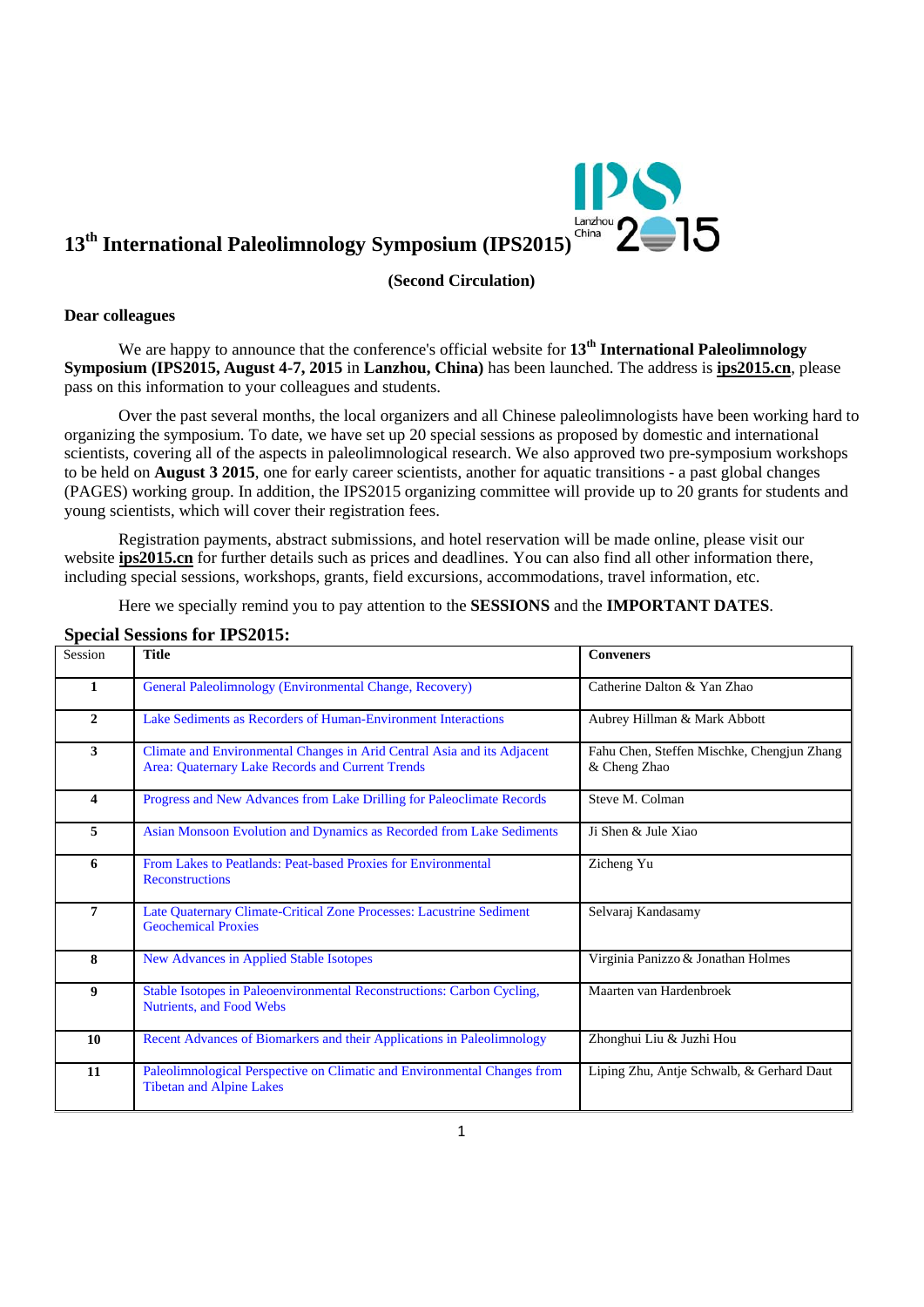# 13th International Paleolimnology Symposium (IPS2015)

**(Second Circulation)**

**Dear colleagues**

We are happy to announce that the conference's official website for **13th International Paleolimnology Symposium (IPS2015, August 4-7, 2015** in **Lanzhou, China)** has been launched. The address is **ips2015.cn**, please pass on this information to your colleagues and students.

Over the past several months, the local organizers and all Chinese paleolimnologists have been working hard to organizing the symposium. To date, we have set up 20 special sessions as proposed by domestic and international scientists, covering all of the aspects in paleolimnological research. We also approved two pre-symposium workshops to be held on **August 3 2015**, one for early career scientists, another for aquatic transitions - a past global changes (PAGES) working group. In addition, the IPS2015 organizing committee will provide up to 20 grants for students and young scientists, which will cover their registration fees.

Registration payments, abstract submissions, and hotel reservation will be made online, please visit our website **ips2015.cn** for further details such as prices and deadlines. You can also find all other information there, including special sessions, workshops, grants, field excursions, accommodations, travel information, etc.

Here we specially remind you to pay attention to the **SESSIONS** and the **IMPORTANT DATES**.

## Special Sessions for IPS2015:

| Session | Title | Conveners |
|---|---|---|
| **1** | General Paleolimnology (Environmental Change, Recovery) | Catherine Dalton & Yan Zhao |
| **2** | Lake Sediments as Recorders of Human-Environment Interactions | Aubrey Hillman & Mark Abbott |
| **3** | Climate and Environmental Changes in Arid Central Asia and its Adjacent Area: Quaternary Lake Records and Current Trends | Fahu Chen, Steffen Mischke, Chengjun Zhang & Cheng Zhao |
| **4** | Progress and New Advances from Lake Drilling for Paleoclimate Records | Steve M. Colman |
| **5** | Asian Monsoon Evolution and Dynamics as Recorded from Lake Sediments | Ji Shen & Jule Xiao |
| **6** | From Lakes to Peatlands: Peat-based Proxies for Environmental Reconstructions | Zicheng Yu |
| **7** | Late Quaternary Climate-Critical Zone Processes: Lacustrine Sediment Geochemical Proxies | Selvaraj Kandasamy |
| **8** | New Advances in Applied Stable Isotopes | Virginia Panizzo & Jonathan Holmes |
| **9** | Stable Isotopes in Paleoenvironmental Reconstructions: Carbon Cycling, Nutrients, and Food Webs | Maarten van Hardenbroek |
| **10** | Recent Advances of Biomarkers and their Applications in Paleolimnology | Zhonghui Liu & Juzhi Hou |
| **11** | Paleolimnological Perspective on Climatic and Environmental Changes from Tibetan and Alpine Lakes | Liping Zhu, Antje Schwalb, & Gerhard Daut |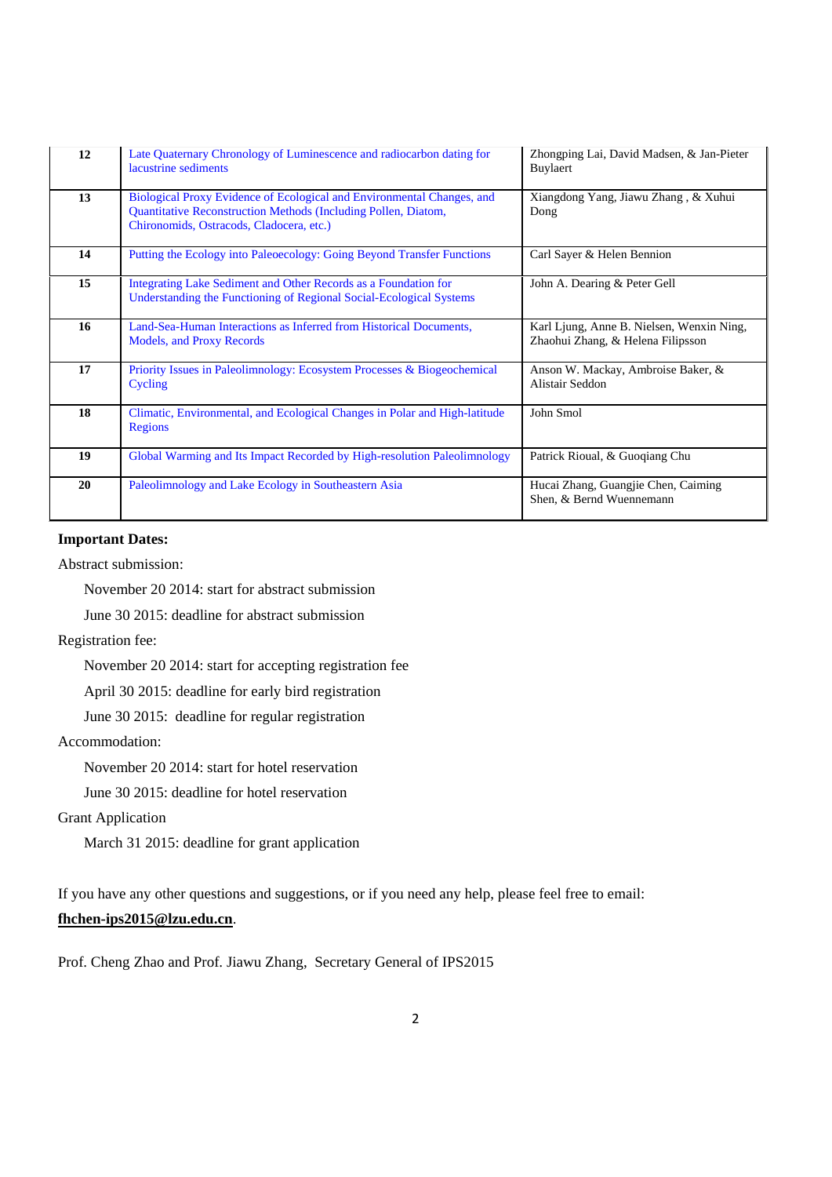| | | |
|---|---|---|
| **12** | Late Quaternary Chronology of Luminescence and radiocarbon dating for lacustrine sediments | Zhongping Lai, David Madsen, & Jan-Pieter Buylaert |
| **13** | Biological Proxy Evidence of Ecological and Environmental Changes, and Quantitative Reconstruction Methods (Including Pollen, Diatom, Chironomids, Ostracods, Cladocera, etc.) | Xiangdong Yang, Jiawu Zhang , & Xuhui Dong |
| **14** | Putting the Ecology into Paleoecology: Going Beyond Transfer Functions | Carl Sayer & Helen Bennion |
| **15** | Integrating Lake Sediment and Other Records as a Foundation for Understanding the Functioning of Regional Social-Ecological Systems | John A. Dearing & Peter Gell |
| **16** | Land-Sea-Human Interactions as Inferred from Historical Documents, Models, and Proxy Records | Karl Ljung, Anne B. Nielsen, Wenxin Ning, Zhaohui Zhang, & Helena Filipsson |
| **17** | Priority Issues in Paleolimnology: Ecosystem Processes & Biogeochemical Cycling | Anson W. Mackay, Ambroise Baker, & Alistair Seddon |
| **18** | Climatic, Environmental, and Ecological Changes in Polar and High-latitude Regions | John Smol |
| **19** | Global Warming and Its Impact Recorded by High-resolution Paleolimnology | Patrick Rioual, & Guoqiang Chu |
| **20** | Paleolimnology and Lake Ecology in Southeastern Asia | Hucai Zhang, Guangjie Chen, Caiming Shen, & Bernd Wuennemann |

**Important Dates:**

Abstract submission:

November 20 2014: start for abstract submission

June 30 2015: deadline for abstract submission

Registration fee:

November 20 2014: start for accepting registration fee

April 30 2015: deadline for early bird registration

June 30 2015: deadline for regular registration

Accommodation:

November 20 2014: start for hotel reservation

June 30 2015: deadline for hotel reservation

Grant Application

March 31 2015: deadline for grant application

If you have any other questions and suggestions, or if you need any help, please feel free to email: **fhchen-ips2015@lzu.edu.cn**.

Prof. Cheng Zhao and Prof. Jiawu Zhang, Secretary General of IPS2015